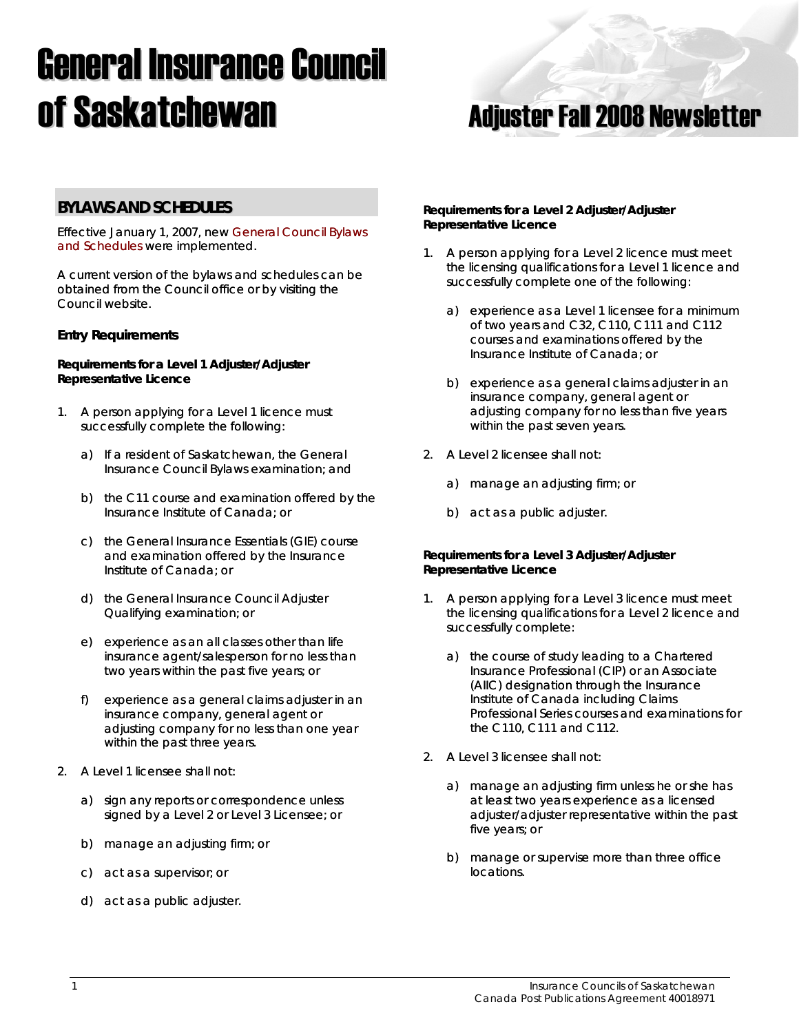# General Insurance Council of Saskatchewan

# Adjuster Fall 2008 Newsletter

## BYLAWS AND SCHEDULES

Effective January 1, 2007, new General Council Bylaws and Schedules were implemented.

A current version of the bylaws and schedules can be obtained from the Council office or by visiting the Council website.

### Entry Requirements

**Requirements for a Level 1 Adjuster/Adjuster Representative Licence**

1. A person applying for a Level 1 licence must successfully complete the following:

   a) If a resident of Saskatchewan, the General Insurance Council Bylaws examination; and

   b) the C11 course and examination offered by the Insurance Institute of Canada; or

   c) the General Insurance Essentials (GIE) course and examination offered by the Insurance Institute of Canada; or

   d) the General Insurance Council Adjuster Qualifying examination; or

   e) experience as an all classes other than life insurance agent/salesperson for no less than two years within the past five years; or

   f) experience as a general claims adjuster in an insurance company, general agent or adjusting company for no less than one year within the past three years.

2. A Level 1 licensee shall not:

   a) sign any reports or correspondence unless signed by a Level 2 or Level 3 Licensee; or

   b) manage an adjusting firm; or

   c) act as a supervisor; or

   d) act as a public adjuster.

**Requirements for a Level 2 Adjuster/Adjuster Representative Licence**

1. A person applying for a Level 2 licence must meet the licensing qualifications for a Level 1 licence and successfully complete one of the following:

   a) experience as a Level 1 licensee for a minimum of two years and C32, C110, C111 and C112 courses and examinations offered by the Insurance Institute of Canada; or

   b) experience as a general claims adjuster in an insurance company, general agent or adjusting company for no less than five years within the past seven years.

2. A Level 2 licensee shall not:

   a) manage an adjusting firm; or

   b) act as a public adjuster.

**Requirements for a Level 3 Adjuster/Adjuster Representative Licence**

1. A person applying for a Level 3 licence must meet the licensing qualifications for a Level 2 licence and successfully complete:

   a) the course of study leading to a Chartered Insurance Professional (CIP) or an Associate (AIIC) designation through the Insurance Institute of Canada including Claims Professional Series courses and examinations for the C110, C111 and C112.

2. A Level 3 licensee shall not:

   a) manage an adjusting firm unless he or she has at least two years experience as a licensed adjuster/adjuster representative within the past five years; or

   b) manage or supervise more than three office locations.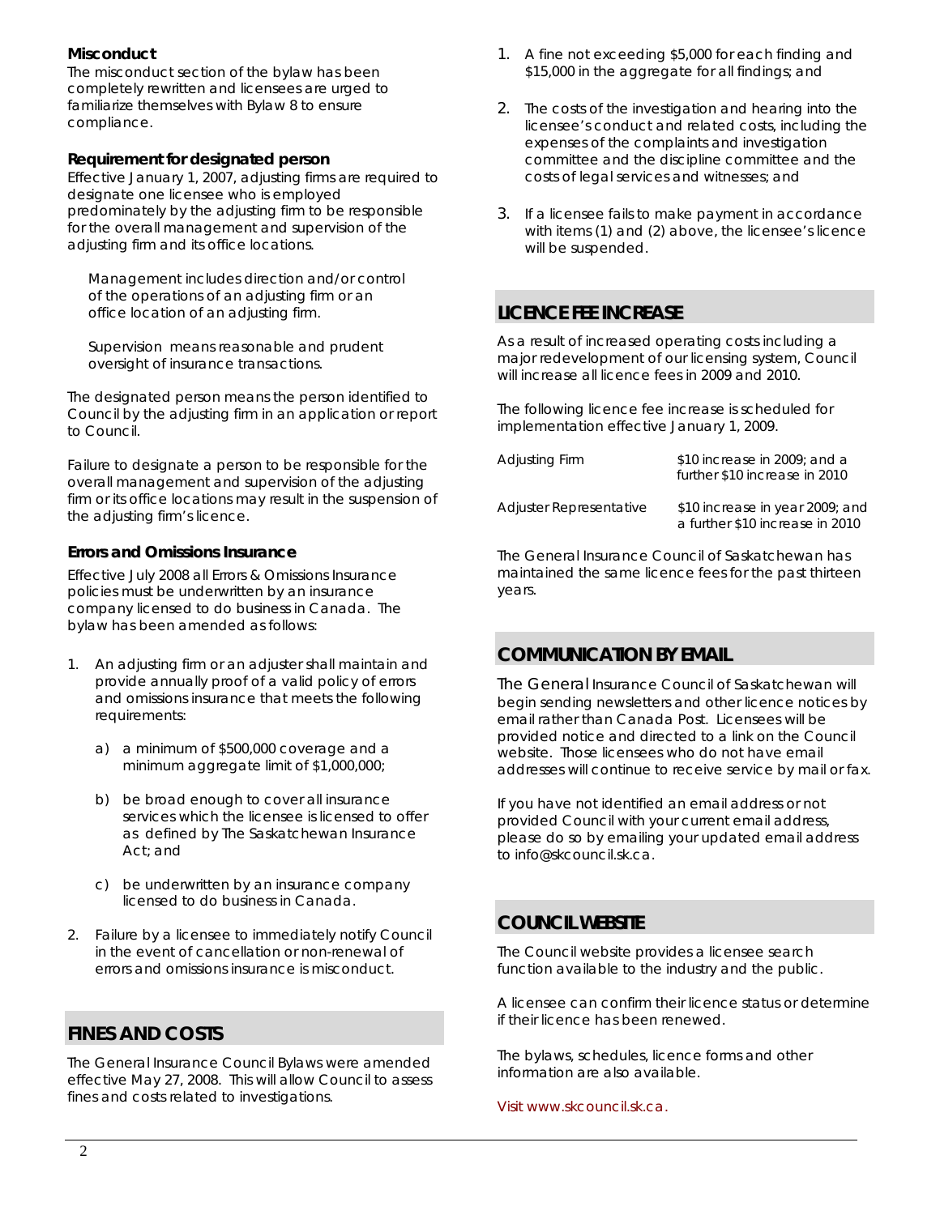**Misconduct**

The misconduct section of the bylaw has been completely rewritten and licensees are urged to familiarize themselves with Bylaw 8 to ensure compliance.

**Requirement for designated person**

Effective January 1, 2007, adjusting firms are required to designate one licensee who is employed predominately by the adjusting firm to be responsible for the overall management and supervision of the adjusting firm and its office locations.

> Management includes direction and/or control of the operations of an adjusting firm or an office location of an adjusting firm.
>
> Supervision means reasonable and prudent oversight of insurance transactions.

The designated person means the person identified to Council by the adjusting firm in an application or report to Council.

Failure to designate a person to be responsible for the overall management and supervision of the adjusting firm or its office locations may result in the suspension of the adjusting firm's licence.

**Errors and Omissions Insurance**

Effective July 2008 all Errors & Omissions Insurance policies must be underwritten by an insurance company licensed to do business in Canada. The bylaw has been amended as follows:

1. An adjusting firm or an adjuster shall maintain and provide annually proof of a valid policy of errors and omissions insurance that meets the following requirements:
   a) a minimum of $500,000 coverage and a minimum aggregate limit of $1,000,000;
   b) be broad enough to cover all insurance services which the licensee is licensed to offer as defined by The Saskatchewan Insurance Act; and
   c) be underwritten by an insurance company licensed to do business in Canada.
2. Failure by a licensee to immediately notify Council in the event of cancellation or non-renewal of errors and omissions insurance is misconduct.

## FINES AND COSTS

The General Insurance Council Bylaws were amended effective May 27, 2008. This will allow Council to assess fines and costs related to investigations.

1. A fine not exceeding $5,000 for each finding and $15,000 in the aggregate for all findings; and
2. The costs of the investigation and hearing into the licensee's conduct and related costs, including the expenses of the complaints and investigation committee and the discipline committee and the costs of legal services and witnesses; and
3. If a licensee fails to make payment in accordance with items (1) and (2) above, the licensee's licence will be suspended.

## LICENCE FEE INCREASE

As a result of increased operating costs including a major redevelopment of our licensing system, Council will increase all licence fees in 2009 and 2010.

The following licence fee increase is scheduled for implementation effective January 1, 2009.

| | |
|---|---|
| Adjusting Firm | $10 increase in 2009; and a further $10 increase in 2010 |
| Adjuster Representative | $10 increase in year 2009; and a further $10 increase in 2010 |

The General Insurance Council of Saskatchewan has maintained the same licence fees for the past thirteen years.

## COMMUNICATION BY EMAIL

The General Insurance Council of Saskatchewan will begin sending newsletters and other licence notices by email rather than Canada Post. Licensees will be provided notice and directed to a link on the Council website. Those licensees who do not have email addresses will continue to receive service by mail or fax.

If you have not identified an email address or not provided Council with your current email address, please do so by emailing your updated email address to info@skcouncil.sk.ca.

## COUNCIL WEBSITE

The Council website provides a licensee search function available to the industry and the public.

A licensee can confirm their licence status or determine if their licence has been renewed.

The bylaws, schedules, licence forms and other information are also available.

Visit www.skcouncil.sk.ca.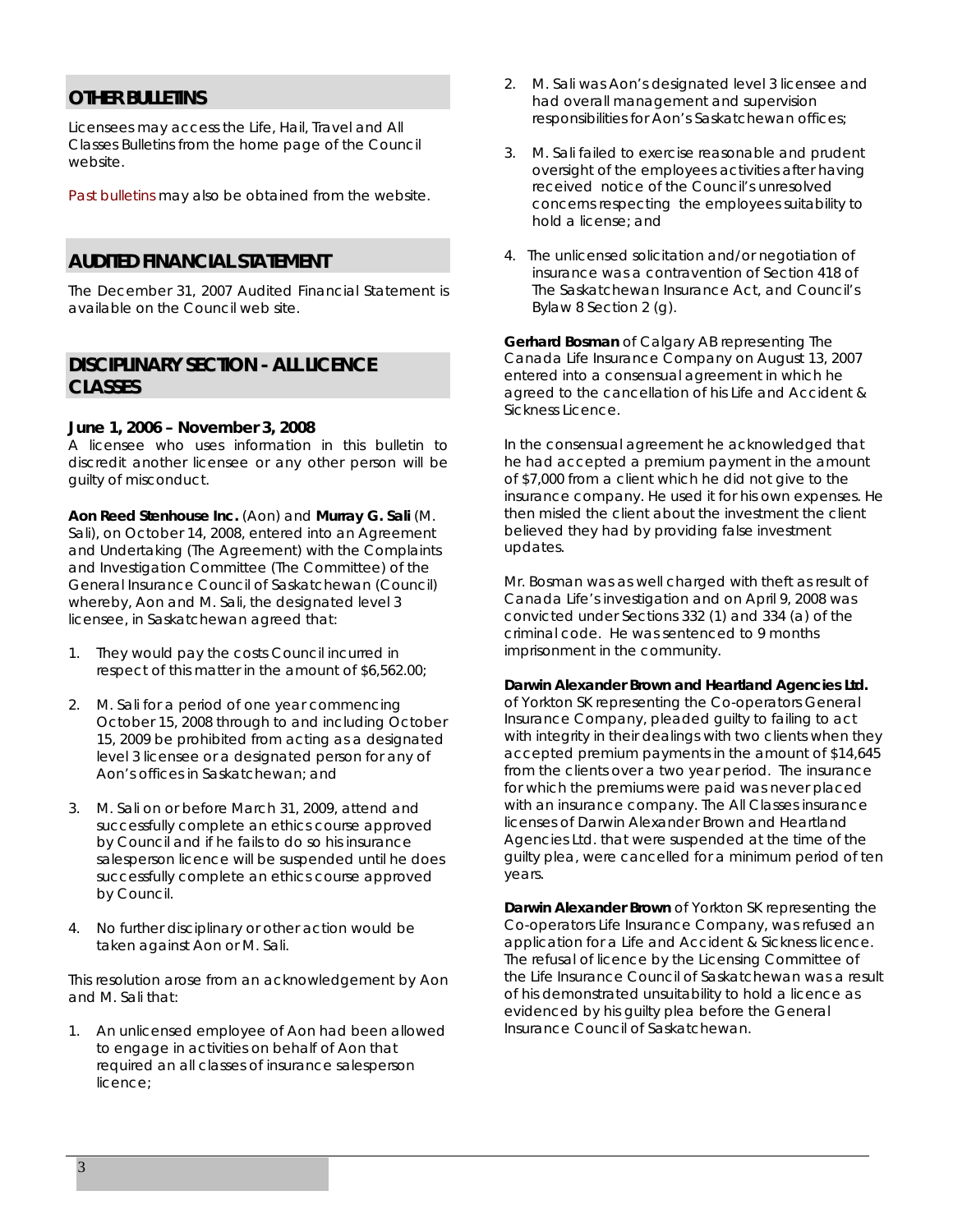## OTHER BULLETINS

Licensees may access the Life, Hail, Travel and All Classes Bulletins from the home page of the Council website.

Past bulletins may also be obtained from the website.

## AUDITED FINANCIAL STATEMENT

The December 31, 2007 Audited Financial Statement is available on the Council web site.

## DISCIPLINARY SECTION - ALL LICENCE CLASSES

### June 1, 2006 – November 3, 2008

A licensee who uses information in this bulletin to discredit another licensee or any other person will be guilty of misconduct.

**Aon Reed Stenhouse Inc.** (Aon) and **Murray G. Sali** (M. Sali), on October 14, 2008, entered into an Agreement and Undertaking (The Agreement) with the Complaints and Investigation Committee (The Committee) of the General Insurance Council of Saskatchewan (Council) whereby, Aon and M. Sali, the designated level 3 licensee, in Saskatchewan agreed that:

1. They would pay the costs Council incurred in respect of this matter in the amount of $6,562.00;
2. M. Sali for a period of one year commencing October 15, 2008 through to and including October 15, 2009 be prohibited from acting as a designated level 3 licensee or a designated person for any of Aon's offices in Saskatchewan; and
3. M. Sali on or before March 31, 2009, attend and successfully complete an ethics course approved by Council and if he fails to do so his insurance salesperson licence will be suspended until he does successfully complete an ethics course approved by Council.
4. No further disciplinary or other action would be taken against Aon or M. Sali.

This resolution arose from an acknowledgement by Aon and M. Sali that:

1. An unlicensed employee of Aon had been allowed to engage in activities on behalf of Aon that required an all classes of insurance salesperson licence;
2. M. Sali was Aon's designated level 3 licensee and had overall management and supervision responsibilities for Aon's Saskatchewan offices;
3. M. Sali failed to exercise reasonable and prudent oversight of the employees activities after having received notice of the Council's unresolved concerns respecting the employees suitability to hold a license; and
4. The unlicensed solicitation and/or negotiation of insurance was a contravention of Section 418 of The Saskatchewan Insurance Act, and Council's Bylaw 8 Section 2 (g).

**Gerhard Bosman** of Calgary AB representing The Canada Life Insurance Company on August 13, 2007 entered into a consensual agreement in which he agreed to the cancellation of his Life and Accident & Sickness Licence.

In the consensual agreement he acknowledged that he had accepted a premium payment in the amount of $7,000 from a client which he did not give to the insurance company. He used it for his own expenses. He then misled the client about the investment the client believed they had by providing false investment updates.

Mr. Bosman was as well charged with theft as result of Canada Life's investigation and on April 9, 2008 was convicted under Sections 332 (1) and 334 (a) of the criminal code. He was sentenced to 9 months imprisonment in the community.

**Darwin Alexander Brown and Heartland Agencies Ltd.** of Yorkton SK representing the Co-operators General Insurance Company, pleaded guilty to failing to act with integrity in their dealings with two clients when they accepted premium payments in the amount of $14,645 from the clients over a two year period. The insurance for which the premiums were paid was never placed with an insurance company. The All Classes insurance licenses of Darwin Alexander Brown and Heartland Agencies Ltd. that were suspended at the time of the guilty plea, were cancelled for a minimum period of ten years.

**Darwin Alexander Brown** of Yorkton SK representing the Co-operators Life Insurance Company, was refused an application for a Life and Accident & Sickness licence. The refusal of licence by the Licensing Committee of the Life Insurance Council of Saskatchewan was a result of his demonstrated unsuitability to hold a licence as evidenced by his guilty plea before the General Insurance Council of Saskatchewan.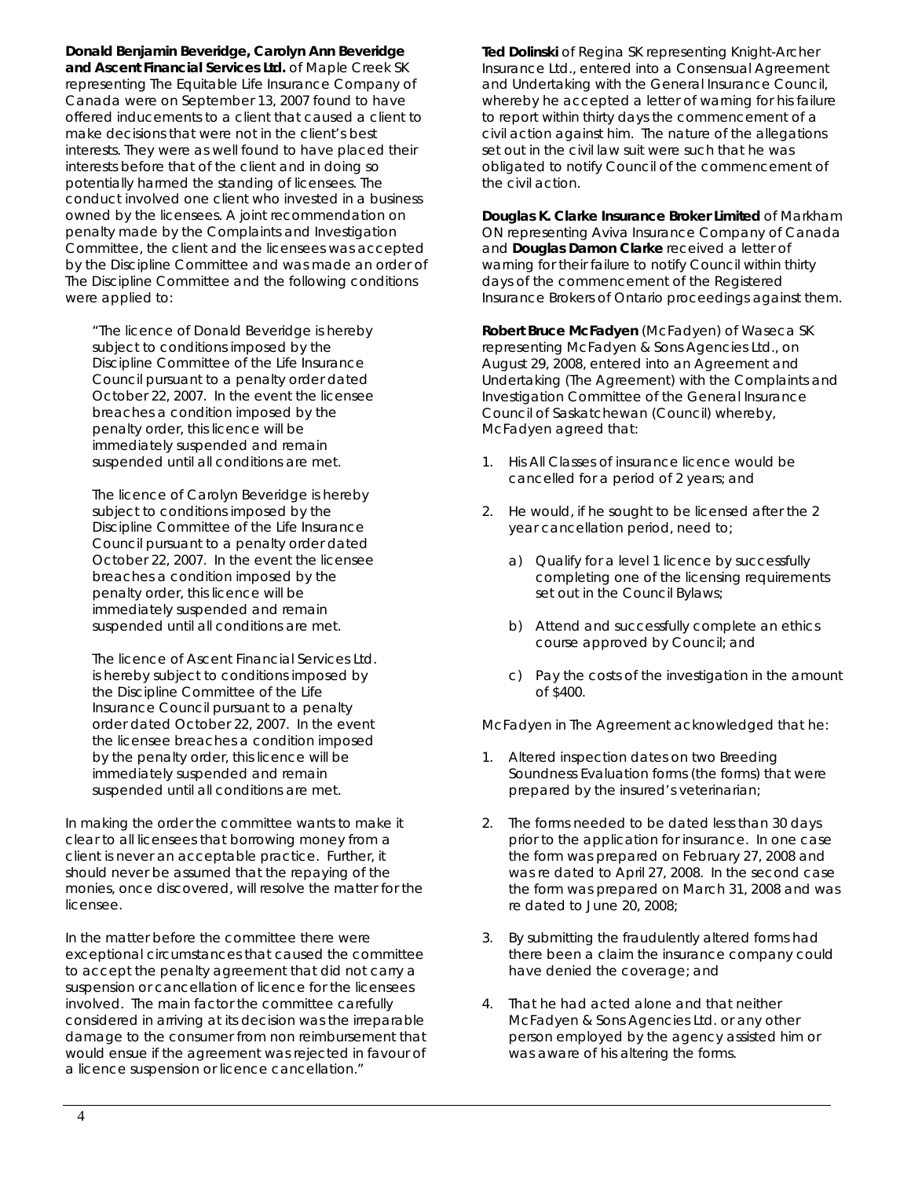**Donald Benjamin Beveridge, Carolyn Ann Beveridge and Ascent Financial Services Ltd.** of Maple Creek SK representing The Equitable Life Insurance Company of Canada were on September 13, 2007 found to have offered inducements to a client that caused a client to make decisions that were not in the client's best interests. They were as well found to have placed their interests before that of the client and in doing so potentially harmed the standing of licensees. The conduct involved one client who invested in a business owned by the licensees. A joint recommendation on penalty made by the Complaints and Investigation Committee, the client and the licensees was accepted by the Discipline Committee and was made an order of The Discipline Committee and the following conditions were applied to:

> "The licence of Donald Beveridge is hereby subject to conditions imposed by the Discipline Committee of the Life Insurance Council pursuant to a penalty order dated October 22, 2007. In the event the licensee breaches a condition imposed by the penalty order, this licence will be immediately suspended and remain suspended until all conditions are met.
>
> The licence of Carolyn Beveridge is hereby subject to conditions imposed by the Discipline Committee of the Life Insurance Council pursuant to a penalty order dated October 22, 2007. In the event the licensee breaches a condition imposed by the penalty order, this licence will be immediately suspended and remain suspended until all conditions are met.
>
> The licence of Ascent Financial Services Ltd. is hereby subject to conditions imposed by the Discipline Committee of the Life Insurance Council pursuant to a penalty order dated October 22, 2007. In the event the licensee breaches a condition imposed by the penalty order, this licence will be immediately suspended and remain suspended until all conditions are met.

In making the order the committee wants to make it clear to all licensees that borrowing money from a client is never an acceptable practice. Further, it should never be assumed that the repaying of the monies, once discovered, will resolve the matter for the licensee.

In the matter before the committee there were exceptional circumstances that caused the committee to accept the penalty agreement that did not carry a suspension or cancellation of licence for the licensees involved. The main factor the committee carefully considered in arriving at its decision was the irreparable damage to the consumer from non reimbursement that would ensue if the agreement was rejected in favour of a licence suspension or licence cancellation."

**Ted Dolinski** of Regina SK representing Knight-Archer Insurance Ltd., entered into a Consensual Agreement and Undertaking with the General Insurance Council, whereby he accepted a letter of warning for his failure to report within thirty days the commencement of a civil action against him. The nature of the allegations set out in the civil law suit were such that he was obligated to notify Council of the commencement of the civil action.

**Douglas K. Clarke Insurance Broker Limited** of Markham ON representing Aviva Insurance Company of Canada and **Douglas Damon Clarke** received a letter of warning for their failure to notify Council within thirty days of the commencement of the Registered Insurance Brokers of Ontario proceedings against them.

**Robert Bruce McFadyen** (McFadyen) of Waseca SK representing McFadyen & Sons Agencies Ltd., on August 29, 2008, entered into an Agreement and Undertaking (The Agreement) with the Complaints and Investigation Committee of the General Insurance Council of Saskatchewan (Council) whereby, McFadyen agreed that:

1. His All Classes of insurance licence would be cancelled for a period of 2 years; and
2. He would, if he sought to be licensed after the 2 year cancellation period, need to;
   a) Qualify for a level 1 licence by successfully completing one of the licensing requirements set out in the Council Bylaws;
   b) Attend and successfully complete an ethics course approved by Council; and
   c) Pay the costs of the investigation in the amount of $400.

McFadyen in The Agreement acknowledged that he:

1. Altered inspection dates on two Breeding Soundness Evaluation forms (the forms) that were prepared by the insured's veterinarian;
2. The forms needed to be dated less than 30 days prior to the application for insurance. In one case the form was prepared on February 27, 2008 and was re dated to April 27, 2008. In the second case the form was prepared on March 31, 2008 and was re dated to June 20, 2008;
3. By submitting the fraudulently altered forms had there been a claim the insurance company could have denied the coverage; and
4. That he had acted alone and that neither McFadyen & Sons Agencies Ltd. or any other person employed by the agency assisted him or was aware of his altering the forms.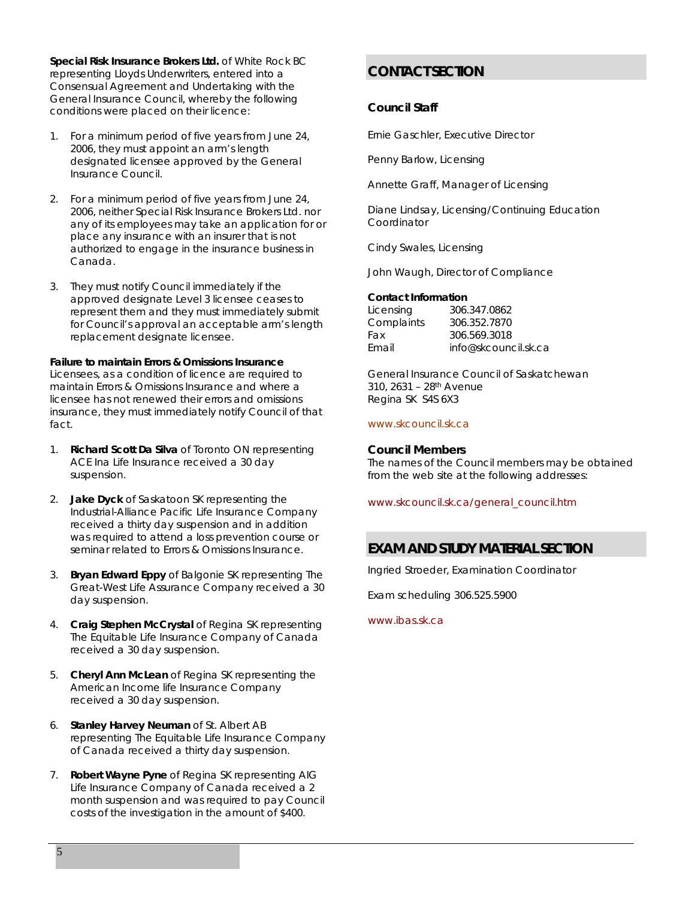**Special Risk Insurance Brokers Ltd.** of White Rock BC representing Lloyds Underwriters, entered into a Consensual Agreement and Undertaking with the General Insurance Council, whereby the following conditions were placed on their licence:

1. For a minimum period of five years from June 24, 2006, they must appoint an arm's length designated licensee approved by the General Insurance Council.
2. For a minimum period of five years from June 24, 2006, neither Special Risk Insurance Brokers Ltd. nor any of its employees may take an application for or place any insurance with an insurer that is not authorized to engage in the insurance business in Canada.
3. They must notify Council immediately if the approved designate Level 3 licensee ceases to represent them and they must immediately submit for Council's approval an acceptable arm's length replacement designate licensee.

**Failure to maintain Errors & Omissions Insurance**

Licensees, as a condition of licence are required to maintain Errors & Omissions Insurance and where a licensee has not renewed their errors and omissions insurance, they must immediately notify Council of that fact.

1. **Richard Scott Da Silva** of Toronto ON representing ACE Ina Life Insurance received a 30 day suspension.
2. **Jake Dyck** of Saskatoon SK representing the Industrial-Alliance Pacific Life Insurance Company received a thirty day suspension and in addition was required to attend a loss prevention course or seminar related to Errors & Omissions Insurance.
3. **Bryan Edward Eppy** of Balgonie SK representing The Great-West Life Assurance Company received a 30 day suspension.
4. **Craig Stephen McCrystal** of Regina SK representing The Equitable Life Insurance Company of Canada received a 30 day suspension.
5. **Cheryl Ann McLean** of Regina SK representing the American Income life Insurance Company received a 30 day suspension.
6. **Stanley Harvey Neuman** of St. Albert AB representing The Equitable Life Insurance Company of Canada received a thirty day suspension.
7. **Robert Wayne Pyne** of Regina SK representing AIG Life Insurance Company of Canada received a 2 month suspension and was required to pay Council costs of the investigation in the amount of $400.

## CONTACT SECTION

### Council Staff

Ernie Gaschler, Executive Director

Penny Barlow, Licensing

Annette Graff, Manager of Licensing

Diane Lindsay, Licensing/Continuing Education Coordinator

Cindy Swales, Licensing

John Waugh, Director of Compliance

**Contact Information**

| | |
|---|---|
| Licensing | 306.347.0862 |
| Complaints | 306.352.7870 |
| Fax | 306.569.3018 |
| Email | info@skcouncil.sk.ca |

General Insurance Council of Saskatchewan
310, 2631 – 28th Avenue
Regina SK S4S 6X3

www.skcouncil.sk.ca

### Council Members

The names of the Council members may be obtained from the web site at the following addresses:

www.skcouncil.sk.ca/general_council.htm

## EXAM AND STUDY MATERIAL SECTION

Ingried Stroeder, Examination Coordinator

Exam scheduling 306.525.5900

www.ibas.sk.ca